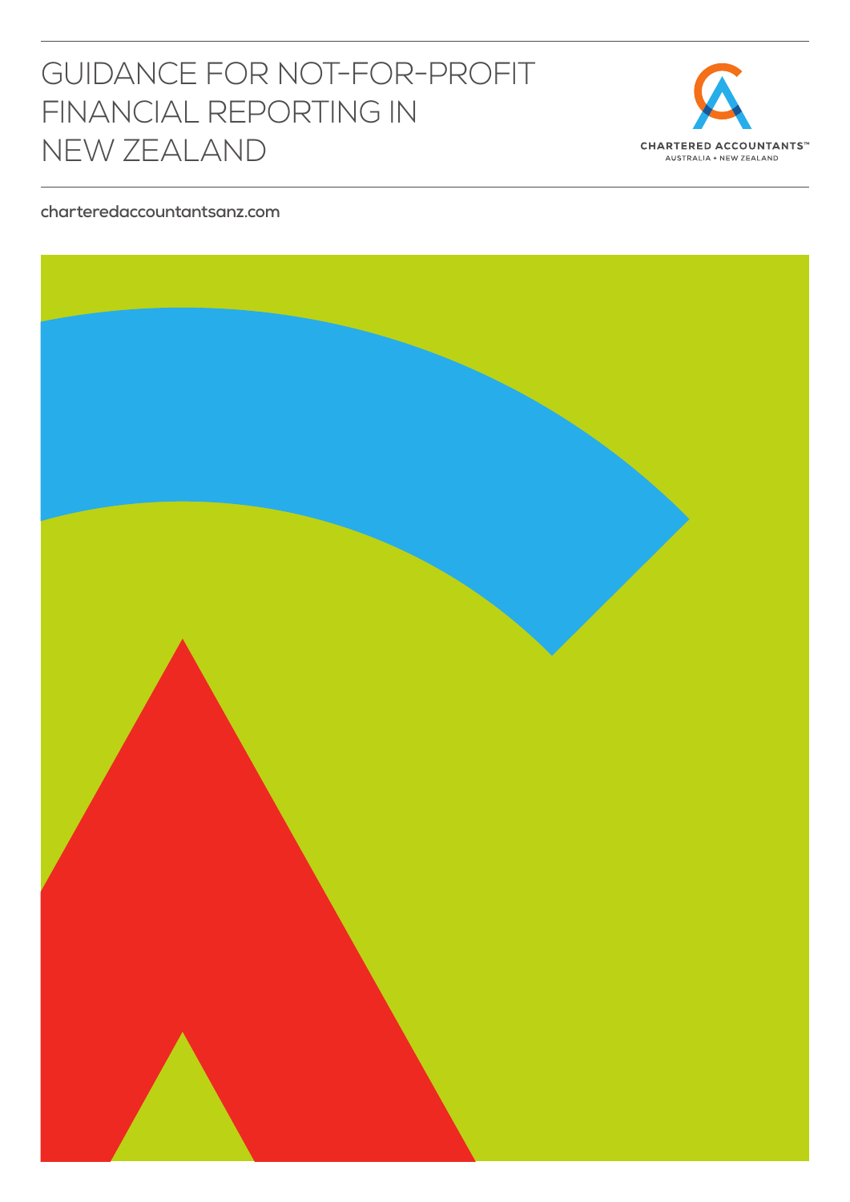# GUIDANCE FOR NOT-FOR-PROFIT FINANCIAL REPORTING IN NEW ZEALAND

CHARTERED ACCOUNTANTS™
AUSTRALIA + NEW ZEALAND

charteredaccountantsanz.com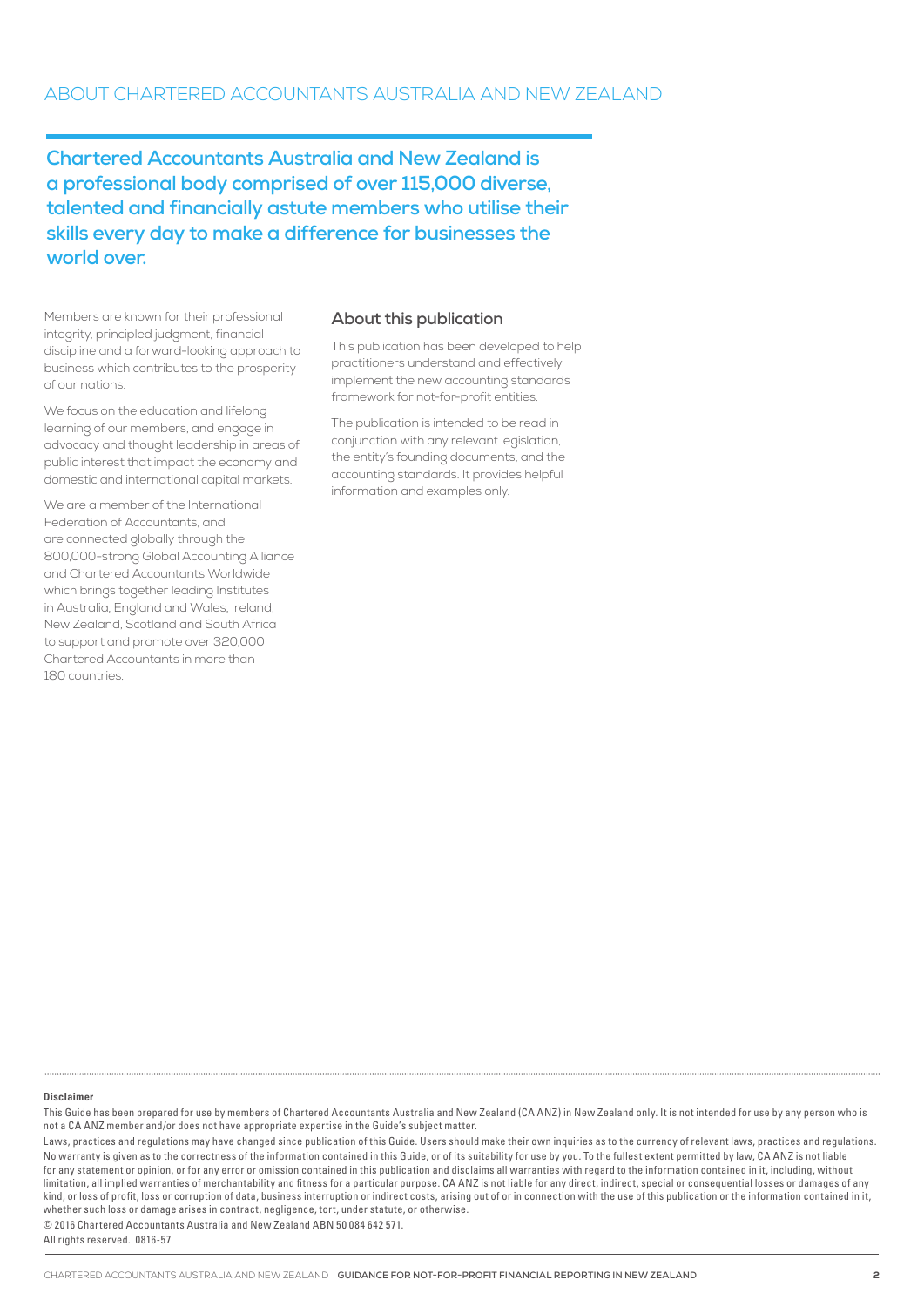# ABOUT CHARTERED ACCOUNTANTS AUSTRALIA AND NEW ZEALAND

**Chartered Accountants Australia and New Zealand is a professional body comprised of over 115,000 diverse, talented and financially astute members who utilise their skills every day to make a difference for businesses the world over.**

Members are known for their professional integrity, principled judgment, financial discipline and a forward-looking approach to business which contributes to the prosperity of our nations.

We focus on the education and lifelong learning of our members, and engage in advocacy and thought leadership in areas of public interest that impact the economy and domestic and international capital markets.

We are a member of the International Federation of Accountants, and are connected globally through the 800,000-strong Global Accounting Alliance and Chartered Accountants Worldwide which brings together leading Institutes in Australia, England and Wales, Ireland, New Zealand, Scotland and South Africa to support and promote over 320,000 Chartered Accountants in more than 180 countries.

## About this publication

This publication has been developed to help practitioners understand and effectively implement the new accounting standards framework for not-for-profit entities.

The publication is intended to be read in conjunction with any relevant legislation, the entity's founding documents, and the accounting standards. It provides helpful information and examples only.

**Disclaimer**

This Guide has been prepared for use by members of Chartered Accountants Australia and New Zealand (CA ANZ) in New Zealand only. It is not intended for use by any person who is not a CA ANZ member and/or does not have appropriate expertise in the Guide's subject matter.

Laws, practices and regulations may have changed since publication of this Guide. Users should make their own inquiries as to the currency of relevant laws, practices and regulations. No warranty is given as to the correctness of the information contained in this Guide, or of its suitability for use by you. To the fullest extent permitted by law, CA ANZ is not liable for any statement or opinion, or for any error or omission contained in this publication and disclaims all warranties with regard to the information contained in it, including, without limitation, all implied warranties of merchantability and fitness for a particular purpose. CA ANZ is not liable for any direct, indirect, special or consequential losses or damages of any kind, or loss of profit, loss or corruption of data, business interruption or indirect costs, arising out of or in connection with the use of this publication or the information contained in it, whether such loss or damage arises in contract, negligence, tort, under statute, or otherwise.

© 2016 Chartered Accountants Australia and New Zealand ABN 50 084 642 571.
All rights reserved. 0816-57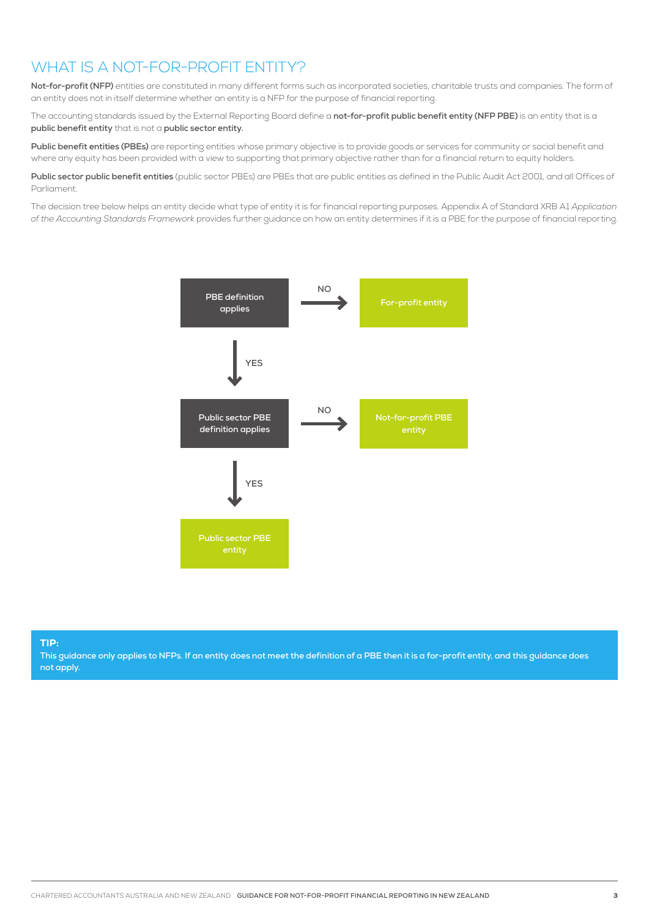# WHAT IS A NOT-FOR-PROFIT ENTITY?

**Not-for-profit (NFP)** entities are constituted in many different forms such as incorporated societies, charitable trusts and companies. The form of an entity does not in itself determine whether an entity is a NFP for the purpose of financial reporting.

The accounting standards issued by the External Reporting Board define a **not-for-profit public benefit entity (NFP PBE)** is an entity that is a **public benefit entity** that is not a **public sector entity.**

**Public benefit entities (PBEs)** are reporting entities whose primary objective is to provide goods or services for community or social benefit and where any equity has been provided with a view to supporting that primary objective rather than for a financial return to equity holders.

**Public sector public benefit entities** (public sector PBEs) are PBEs that are public entities as defined in the Public Audit Act 2001, and all Offices of Parliament.

The decision tree below helps an entity decide what type of entity it is for financial reporting purposes. Appendix A of Standard XRB A1 *Application of the Accounting Standards Framework* provides further guidance on how an entity determines if it is a PBE for the purpose of financial reporting.

PBE definition applies

NO

For-profit entity

YES

Public sector PBE definition applies

NO

Not-for-profit PBE entity

YES

Public sector PBE entity

**TIP:**
**This guidance only applies to NFPs. If an entity does not meet the definition of a PBE then it is a for-profit entity, and this guidance does not apply.**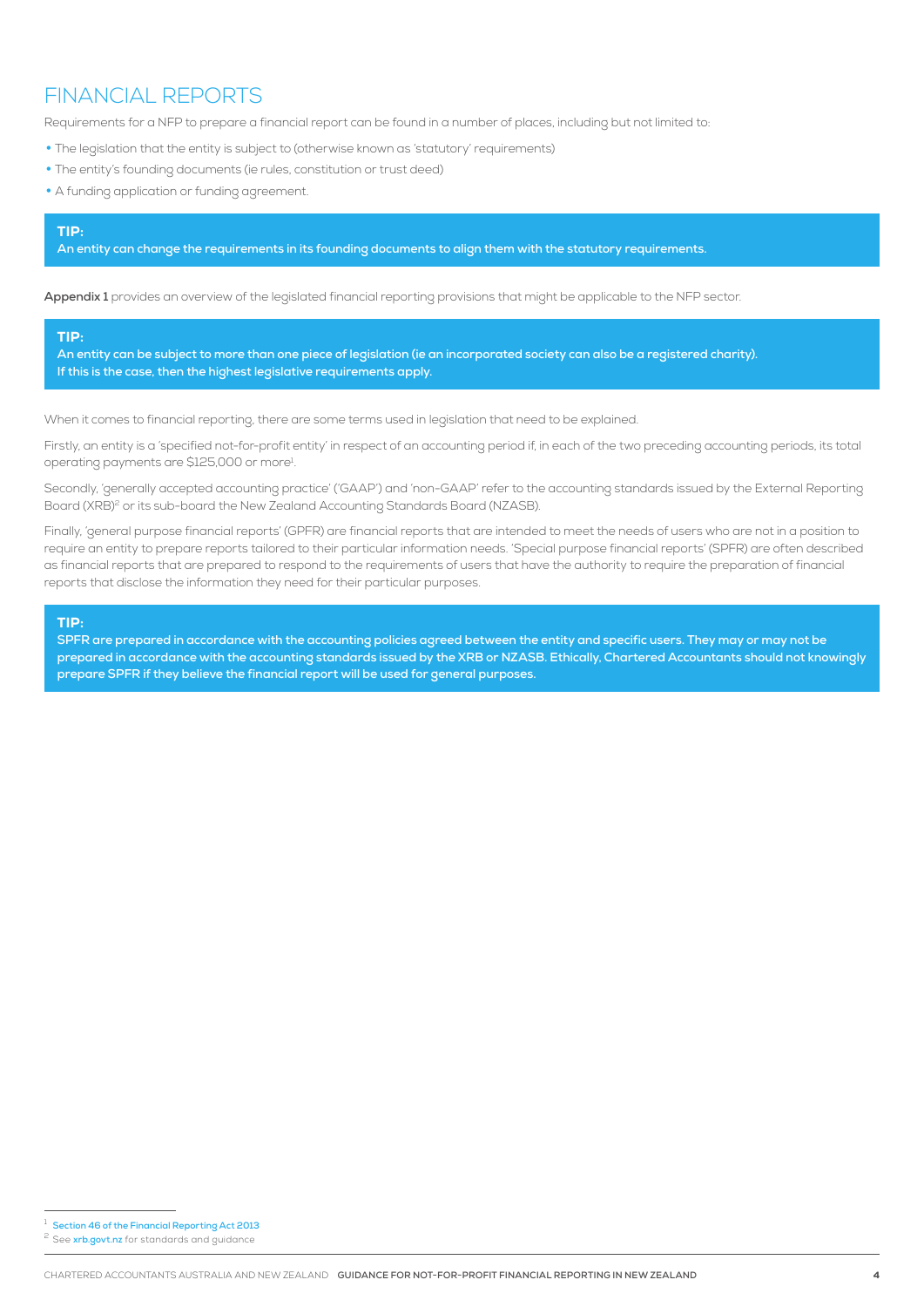# FINANCIAL REPORTS

Requirements for a NFP to prepare a financial report can be found in a number of places, including but not limited to:

- The legislation that the entity is subject to (otherwise known as 'statutory' requirements)
- The entity's founding documents (ie rules, constitution or trust deed)
- A funding application or funding agreement.

> **TIP:**
> **An entity can change the requirements in its founding documents to align them with the statutory requirements.**

**Appendix 1** provides an overview of the legislated financial reporting provisions that might be applicable to the NFP sector.

> **TIP:**
> **An entity can be subject to more than one piece of legislation (ie an incorporated society can also be a registered charity). If this is the case, then the highest legislative requirements apply.**

When it comes to financial reporting, there are some terms used in legislation that need to be explained.

Firstly, an entity is a 'specified not-for-profit entity' in respect of an accounting period if, in each of the two preceding accounting periods, its total operating payments are $125,000 or more[1].

Secondly, 'generally accepted accounting practice' ('GAAP') and 'non-GAAP' refer to the accounting standards issued by the External Reporting Board (XRB)[2] or its sub-board the New Zealand Accounting Standards Board (NZASB).

Finally, 'general purpose financial reports' (GPFR) are financial reports that are intended to meet the needs of users who are not in a position to require an entity to prepare reports tailored to their particular information needs. 'Special purpose financial reports' (SPFR) are often described as financial reports that are prepared to respond to the requirements of users that have the authority to require the preparation of financial reports that disclose the information they need for their particular purposes.

> **TIP:**
> **SPFR are prepared in accordance with the accounting policies agreed between the entity and specific users. They may or may not be prepared in accordance with the accounting standards issued by the XRB or NZASB. Ethically, Chartered Accountants should not knowingly prepare SPFR if they believe the financial report will be used for general purposes.**

---

[1] Section 46 of the Financial Reporting Act 2013

[2] See xrb.govt.nz for standards and guidance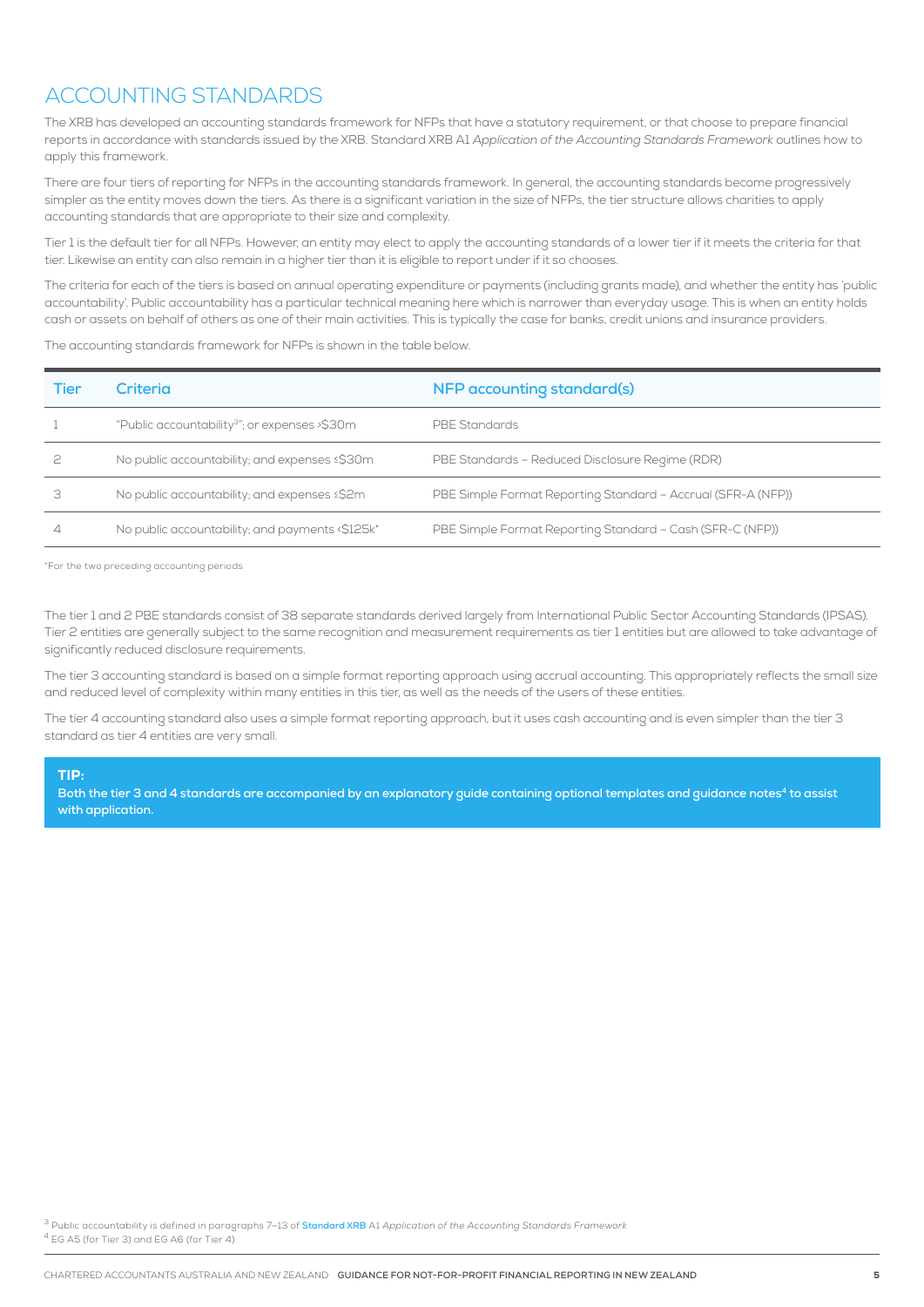# ACCOUNTING STANDARDS

The XRB has developed an accounting standards framework for NFPs that have a statutory requirement, or that choose to prepare financial reports in accordance with standards issued by the XRB. Standard XRB A1 *Application of the Accounting Standards Framework* outlines how to apply this framework.

There are four tiers of reporting for NFPs in the accounting standards framework. In general, the accounting standards become progressively simpler as the entity moves down the tiers. As there is a significant variation in the size of NFPs, the tier structure allows charities to apply accounting standards that are appropriate to their size and complexity.

Tier 1 is the default tier for all NFPs. However, an entity may elect to apply the accounting standards of a lower tier if it meets the criteria for that tier. Likewise an entity can also remain in a higher tier than it is eligible to report under if it so chooses.

The criteria for each of the tiers is based on annual operating expenditure or payments (including grants made), and whether the entity has 'public accountability'. Public accountability has a particular technical meaning here which is narrower than everyday usage. This is when an entity holds cash or assets on behalf of others as one of their main activities. This is typically the case for banks, credit unions and insurance providers.

The accounting standards framework for NFPs is shown in the table below.

| Tier | Criteria | NFP accounting standard(s) |
|---|---|---|
| 1 | "Public accountability[3]"; or expenses >$30m | PBE Standards |
| 2 | No public accountability; and expenses ≤$30m | PBE Standards – Reduced Disclosure Regime (RDR) |
| 3 | No public accountability; and expenses ≤$2m | PBE Simple Format Reporting Standard – Accrual (SFR-A (NFP)) |
| 4 | No public accountability; and payments <$125k* | PBE Simple Format Reporting Standard – Cash (SFR-C (NFP)) |

*For the two preceding accounting periods

The tier 1 and 2 PBE standards consist of 38 separate standards derived largely from International Public Sector Accounting Standards (IPSAS). Tier 2 entities are generally subject to the same recognition and measurement requirements as tier 1 entities but are allowed to take advantage of significantly reduced disclosure requirements.

The tier 3 accounting standard is based on a simple format reporting approach using accrual accounting. This appropriately reflects the small size and reduced level of complexity within many entities in this tier, as well as the needs of the users of these entities.

The tier 4 accounting standard also uses a simple format reporting approach, but it uses cash accounting and is even simpler than the tier 3 standard as tier 4 entities are very small.

**TIP:**
**Both the tier 3 and 4 standards are accompanied by an explanatory guide containing optional templates and guidance notes[4] to assist with application.**

[3] Public accountability is defined in paragraphs 7–13 of **Standard XRB** A1 *Application of the Accounting Standards Framework*

[4] EG A5 (for Tier 3) and EG A6 (for Tier 4)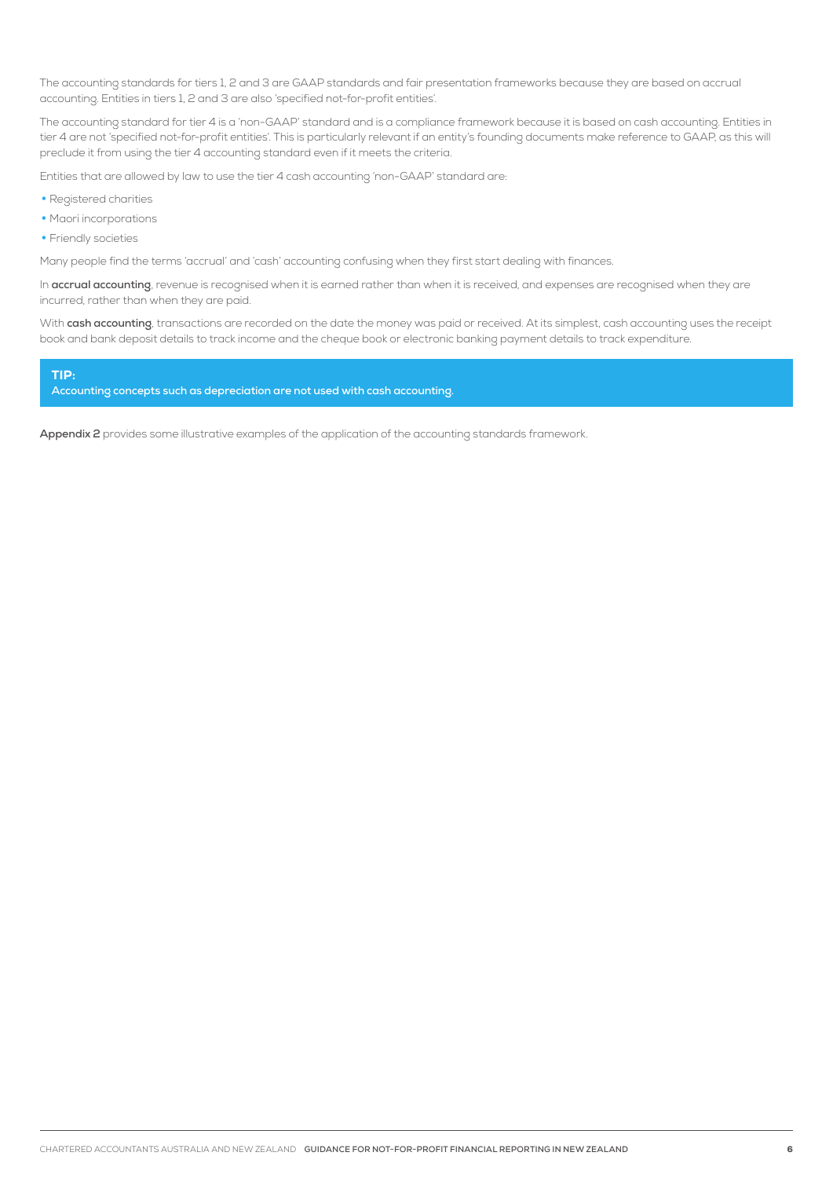The accounting standards for tiers 1, 2 and 3 are GAAP standards and fair presentation frameworks because they are based on accrual accounting. Entities in tiers 1, 2 and 3 are also 'specified not-for-profit entities'.

The accounting standard for tier 4 is a 'non-GAAP' standard and is a compliance framework because it is based on cash accounting. Entities in tier 4 are not 'specified not-for-profit entities'. This is particularly relevant if an entity's founding documents make reference to GAAP, as this will preclude it from using the tier 4 accounting standard even if it meets the criteria.

Entities that are allowed by law to use the tier 4 cash accounting 'non-GAAP' standard are:

- Registered charities
- Maori incorporations
- Friendly societies

Many people find the terms 'accrual' and 'cash' accounting confusing when they first start dealing with finances.

In **accrual accounting**, revenue is recognised when it is earned rather than when it is received, and expenses are recognised when they are incurred, rather than when they are paid.

With **cash accounting**, transactions are recorded on the date the money was paid or received. At its simplest, cash accounting uses the receipt book and bank deposit details to track income and the cheque book or electronic banking payment details to track expenditure.

**TIP:**
**Accounting concepts such as depreciation are not used with cash accounting.**

**Appendix 2** provides some illustrative examples of the application of the accounting standards framework.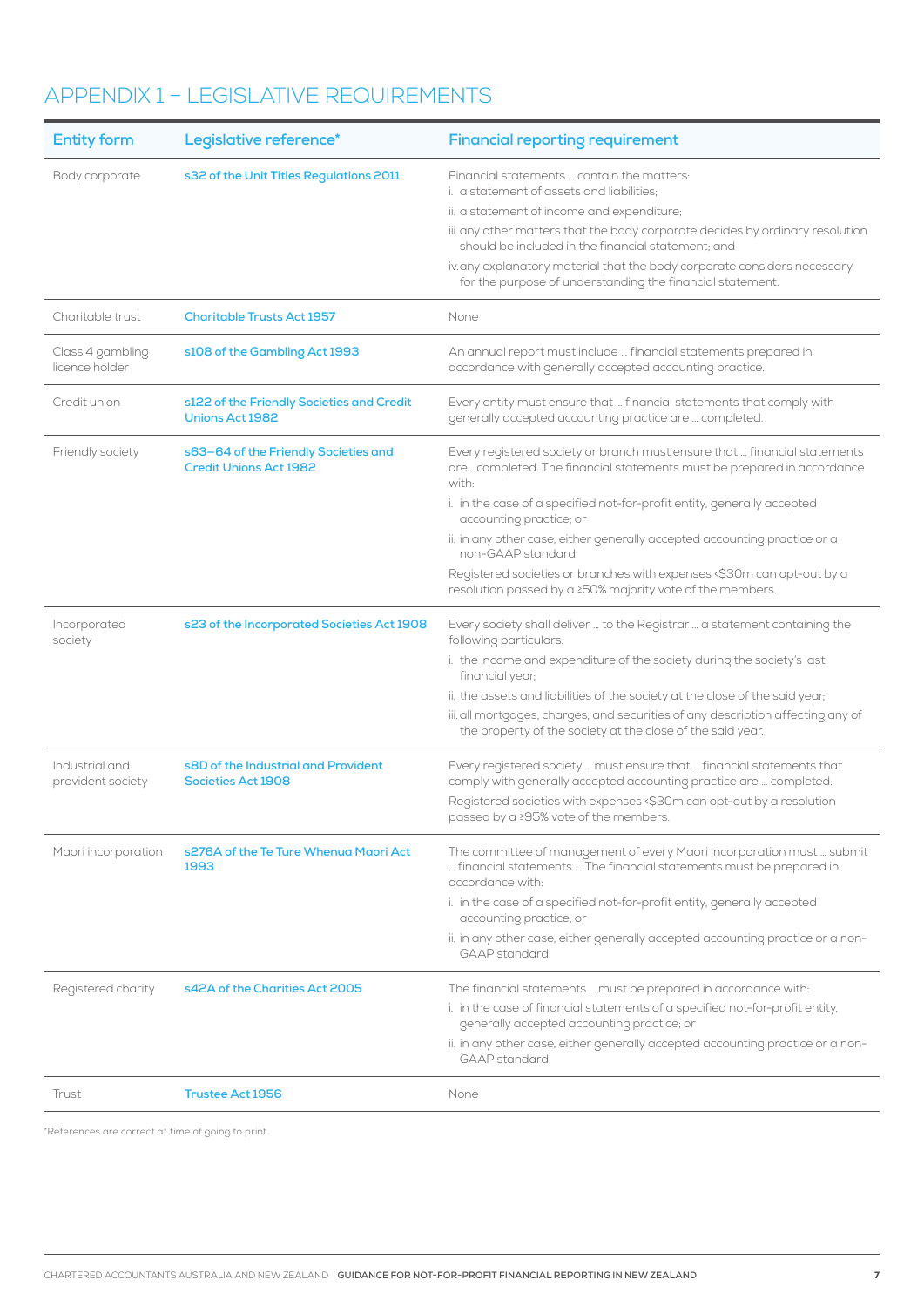# APPENDIX 1 – LEGISLATIVE REQUIREMENTS

| Entity form | Legislative reference* | Financial reporting requirement |
|---|---|---|
| Body corporate | s32 of the Unit Titles Regulations 2011 | Financial statements … contain the matters:<br>i. a statement of assets and liabilities;<br>ii. a statement of income and expenditure;<br>iii. any other matters that the body corporate decides by ordinary resolution should be included in the financial statement; and<br>iv. any explanatory material that the body corporate considers necessary for the purpose of understanding the financial statement. |
| Charitable trust | Charitable Trusts Act 1957 | None |
| Class 4 gambling licence holder | s108 of the Gambling Act 1993 | An annual report must include … financial statements prepared in accordance with generally accepted accounting practice. |
| Credit union | s122 of the Friendly Societies and Credit Unions Act 1982 | Every entity must ensure that … financial statements that comply with generally accepted accounting practice are … completed. |
| Friendly society | s63–64 of the Friendly Societies and Credit Unions Act 1982 | Every registered society or branch must ensure that … financial statements are …completed. The financial statements must be prepared in accordance with:<br>i. in the case of a specified not-for-profit entity, generally accepted accounting practice; or<br>ii. in any other case, either generally accepted accounting practice or a non-GAAP standard.<br>Registered societies or branches with expenses <$30m can opt-out by a resolution passed by a ≥50% majority vote of the members. |
| Incorporated society | s23 of the Incorporated Societies Act 1908 | Every society shall deliver … to the Registrar … a statement containing the following particulars:<br>i. the income and expenditure of the society during the society's last financial year;<br>ii. the assets and liabilities of the society at the close of the said year;<br>iii. all mortgages, charges, and securities of any description affecting any of the property of the society at the close of the said year. |
| Industrial and provident society | s8D of the Industrial and Provident Societies Act 1908 | Every registered society … must ensure that … financial statements that comply with generally accepted accounting practice are … completed.<br>Registered societies with expenses <$30m can opt-out by a resolution passed by a ≥95% vote of the members. |
| Maori incorporation | s276A of the Te Ture Whenua Maori Act 1993 | The committee of management of every Maori incorporation must … submit … financial statements … The financial statements must be prepared in accordance with:<br>i. in the case of a specified not-for-profit entity, generally accepted accounting practice; or<br>ii. in any other case, either generally accepted accounting practice or a non-GAAP standard. |
| Registered charity | s42A of the Charities Act 2005 | The financial statements … must be prepared in accordance with:<br>i. in the case of financial statements of a specified not-for-profit entity, generally accepted accounting practice; or<br>ii. in any other case, either generally accepted accounting practice or a non-GAAP standard. |
| Trust | Trustee Act 1956 | None |

*References are correct at time of going to print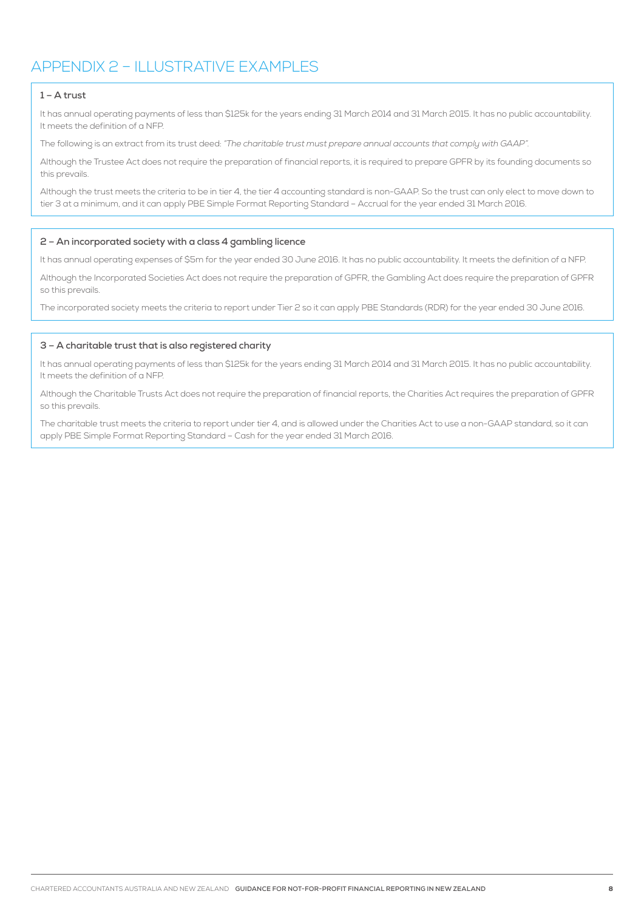# APPENDIX 2 – ILLUSTRATIVE EXAMPLES

### 1 – A trust

It has annual operating payments of less than $125k for the years ending 31 March 2014 and 31 March 2015. It has no public accountability. It meets the definition of a NFP.

The following is an extract from its trust deed: *"The charitable trust must prepare annual accounts that comply with GAAP"*.

Although the Trustee Act does not require the preparation of financial reports, it is required to prepare GPFR by its founding documents so this prevails.

Although the trust meets the criteria to be in tier 4, the tier 4 accounting standard is non-GAAP. So the trust can only elect to move down to tier 3 at a minimum, and it can apply PBE Simple Format Reporting Standard – Accrual for the year ended 31 March 2016.

### 2 – An incorporated society with a class 4 gambling licence

It has annual operating expenses of $5m for the year ended 30 June 2016. It has no public accountability. It meets the definition of a NFP.

Although the Incorporated Societies Act does not require the preparation of GPFR, the Gambling Act does require the preparation of GPFR so this prevails.

The incorporated society meets the criteria to report under Tier 2 so it can apply PBE Standards (RDR) for the year ended 30 June 2016.

### 3 – A charitable trust that is also registered charity

It has annual operating payments of less than $125k for the years ending 31 March 2014 and 31 March 2015. It has no public accountability. It meets the definition of a NFP.

Although the Charitable Trusts Act does not require the preparation of financial reports, the Charities Act requires the preparation of GPFR so this prevails.

The charitable trust meets the criteria to report under tier 4, and is allowed under the Charities Act to use a non-GAAP standard, so it can apply PBE Simple Format Reporting Standard – Cash for the year ended 31 March 2016.